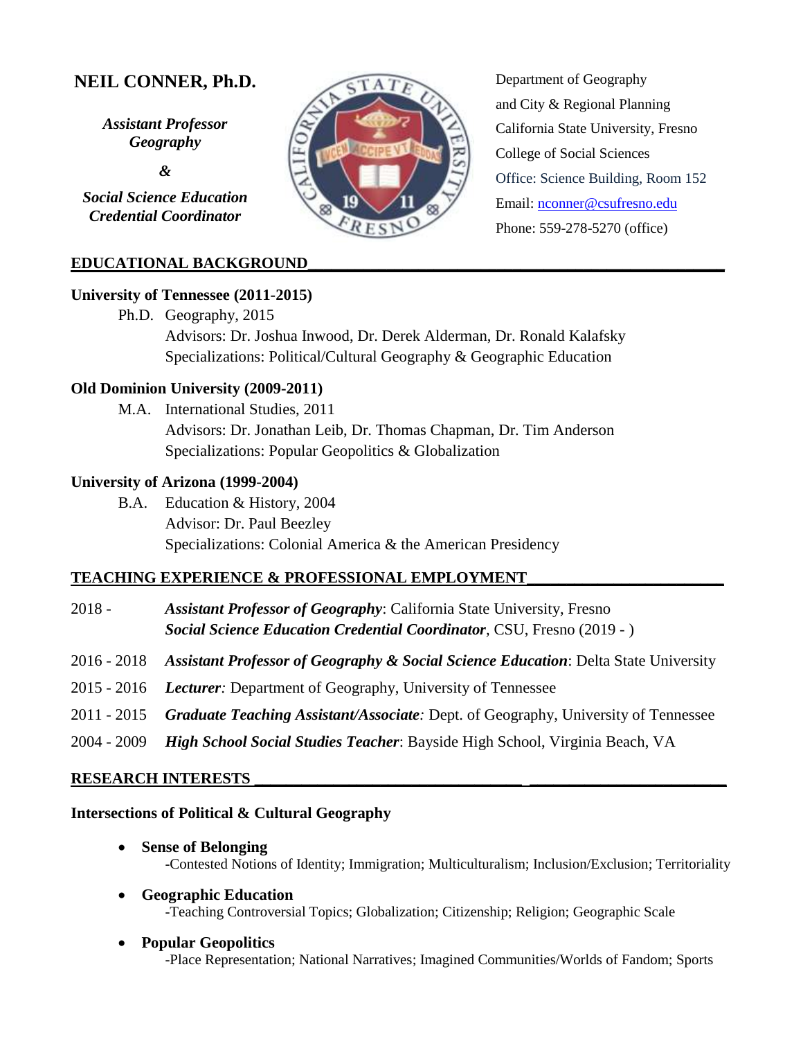# NEIL CONNER, Ph.D.

***Assistant Professor***
***Geography***

***&***

***Social Science Education Credential Coordinator***

Department of Geography
and City & Regional Planning
California State University, Fresno
College of Social Sciences
Office: Science Building, Room 152
Email: nconner@csufresno.edu
Phone: 559-278-5270 (office)

## EDUCATIONAL BACKGROUND

**University of Tennessee (2011-2015)**

Ph.D. Geography, 2015
Advisors: Dr. Joshua Inwood, Dr. Derek Alderman, Dr. Ronald Kalafsky
Specializations: Political/Cultural Geography & Geographic Education

**Old Dominion University (2009-2011)**

M.A. International Studies, 2011
Advisors: Dr. Jonathan Leib, Dr. Thomas Chapman, Dr. Tim Anderson
Specializations: Popular Geopolitics & Globalization

**University of Arizona (1999-2004)**

B.A. Education & History, 2004
Advisor: Dr. Paul Beezley
Specializations: Colonial America & the American Presidency

## TEACHING EXPERIENCE & PROFESSIONAL EMPLOYMENT

2018 - ***Assistant Professor of Geography***: California State University, Fresno
***Social Science Education Credential Coordinator***, CSU, Fresno (2019 - )

2016 - 2018 ***Assistant Professor of Geography & Social Science Education***: Delta State University

2015 - 2016 ***Lecturer****:* Department of Geography, University of Tennessee

2011 - 2015 ***Graduate Teaching Assistant/Associate****:* Dept. of Geography, University of Tennessee

2004 - 2009 ***High School Social Studies Teacher***: Bayside High School, Virginia Beach, VA

## RESEARCH INTERESTS

**Intersections of Political & Cultural Geography**

- **Sense of Belonging**
  -Contested Notions of Identity; Immigration; Multiculturalism; Inclusion/Exclusion; Territoriality
- **Geographic Education**
  -Teaching Controversial Topics; Globalization; Citizenship; Religion; Geographic Scale
- **Popular Geopolitics**
  -Place Representation; National Narratives; Imagined Communities/Worlds of Fandom; Sports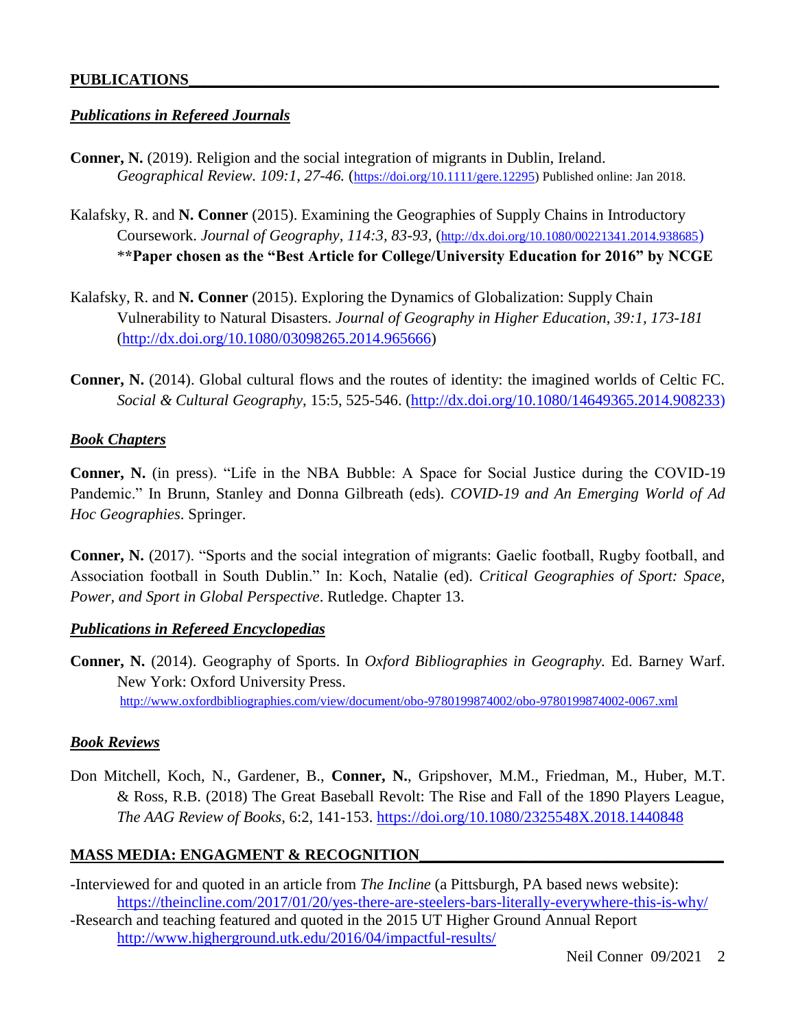## PUBLICATIONS

### *Publications in Refereed Journals*

**Conner, N.** (2019). Religion and the social integration of migrants in Dublin, Ireland. *Geographical Review. 109:1, 27-46.* (https://doi.org/10.1111/gere.12295) Published online: Jan 2018.

Kalafsky, R. and **N. Conner** (2015). Examining the Geographies of Supply Chains in Introductory Coursework. *Journal of Geography, 114:3, 83-93,* (http://dx.doi.org/10.1080/00221341.2014.938685)
**\*\*Paper chosen as the "Best Article for College/University Education for 2016" by NCGE**

Kalafsky, R. and **N. Conner** (2015). Exploring the Dynamics of Globalization: Supply Chain Vulnerability to Natural Disasters. *Journal of Geography in Higher Education*, *39:1, 173-181* (http://dx.doi.org/10.1080/03098265.2014.965666)

**Conner, N.** (2014). Global cultural flows and the routes of identity: the imagined worlds of Celtic FC. *Social & Cultural Geography*, 15:5, 525-546. (http://dx.doi.org/10.1080/14649365.2014.908233)

### *Book Chapters*

**Conner, N.** (in press). "Life in the NBA Bubble: A Space for Social Justice during the COVID-19 Pandemic." In Brunn, Stanley and Donna Gilbreath (eds). *COVID-19 and An Emerging World of Ad Hoc Geographies.* Springer.

**Conner, N.** (2017). "Sports and the social integration of migrants: Gaelic football, Rugby football, and Association football in South Dublin." In: Koch, Natalie (ed). *Critical Geographies of Sport: Space, Power, and Sport in Global Perspective*. Rutledge. Chapter 13.

### *Publications in Refereed Encyclopedias*

**Conner, N.** (2014). Geography of Sports. In *Oxford Bibliographies in Geography.* Ed. Barney Warf. New York: Oxford University Press.
http://www.oxfordbibliographies.com/view/document/obo-9780199874002/obo-9780199874002-0067.xml

### *Book Reviews*

Don Mitchell, Koch, N., Gardener, B., **Conner, N.**, Gripshover, M.M., Friedman, M., Huber, M.T. & Ross, R.B. (2018) The Great Baseball Revolt: The Rise and Fall of the 1890 Players League, *The AAG Review of Books*, 6:2, 141-153. https://doi.org/10.1080/2325548X.2018.1440848

## MASS MEDIA: ENGAGMENT & RECOGNITION

-Interviewed for and quoted in an article from *The Incline* (a Pittsburgh, PA based news website):
https://theincline.com/2017/01/20/yes-there-are-steelers-bars-literally-everywhere-this-is-why/
-Research and teaching featured and quoted in the 2015 UT Higher Ground Annual Report
http://www.higherground.utk.edu/2016/04/impactful-results/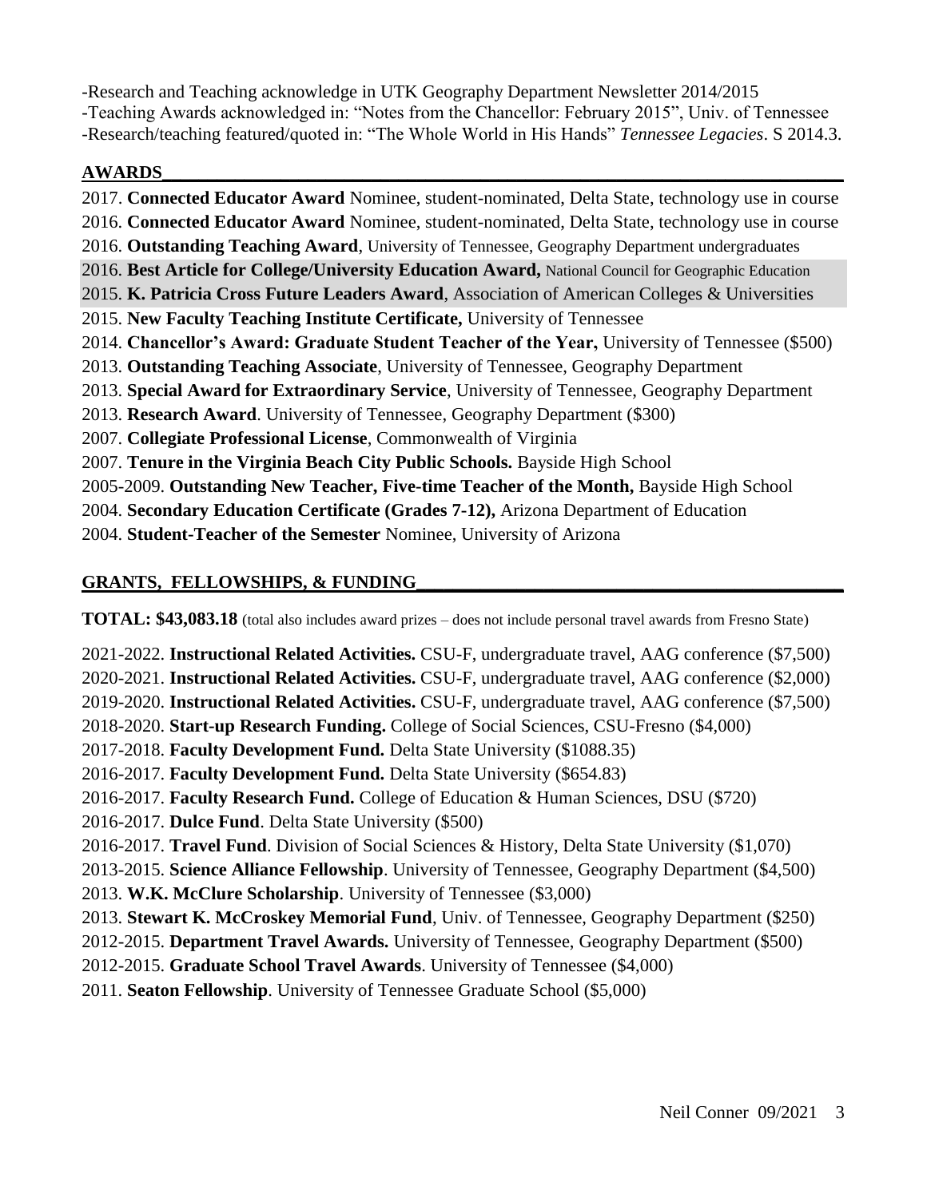-Research and Teaching acknowledge in UTK Geography Department Newsletter 2014/2015
-Teaching Awards acknowledged in: "Notes from the Chancellor: February 2015", Univ. of Tennessee
-Research/teaching featured/quoted in: "The Whole World in His Hands" *Tennessee Legacies*. S 2014.3.

## AWARDS

2017. **Connected Educator Award** Nominee, student-nominated, Delta State, technology use in course
2016. **Connected Educator Award** Nominee, student-nominated, Delta State, technology use in course
2016. **Outstanding Teaching Award**, University of Tennessee, Geography Department undergraduates
2016. **Best Article for College/University Education Award,** National Council for Geographic Education
2015. **K. Patricia Cross Future Leaders Award**, Association of American Colleges & Universities
2015. **New Faculty Teaching Institute Certificate,** University of Tennessee
2014. **Chancellor's Award: Graduate Student Teacher of the Year,** University of Tennessee ($500)
2013. **Outstanding Teaching Associate**, University of Tennessee, Geography Department
2013. **Special Award for Extraordinary Service**, University of Tennessee, Geography Department
2013. **Research Award**. University of Tennessee, Geography Department ($300)
2007. **Collegiate Professional License**, Commonwealth of Virginia
2007. **Tenure in the Virginia Beach City Public Schools.** Bayside High School
2005-2009. **Outstanding New Teacher, Five-time Teacher of the Month,** Bayside High School
2004. **Secondary Education Certificate (Grades 7-12),** Arizona Department of Education
2004. **Student-Teacher of the Semester** Nominee, University of Arizona

## GRANTS, FELLOWSHIPS, & FUNDING

**TOTAL: $43,083.18** (total also includes award prizes – does not include personal travel awards from Fresno State)

2021-2022. **Instructional Related Activities.** CSU-F, undergraduate travel, AAG conference ($7,500)
2020-2021. **Instructional Related Activities.** CSU-F, undergraduate travel, AAG conference ($2,000)
2019-2020. **Instructional Related Activities.** CSU-F, undergraduate travel, AAG conference ($7,500)
2018-2020. **Start-up Research Funding.** College of Social Sciences, CSU-Fresno ($4,000)
2017-2018. **Faculty Development Fund.** Delta State University ($1088.35)
2016-2017. **Faculty Development Fund.** Delta State University ($654.83)
2016-2017. **Faculty Research Fund.** College of Education & Human Sciences, DSU ($720)
2016-2017. **Dulce Fund**. Delta State University ($500)
2016-2017. **Travel Fund**. Division of Social Sciences & History, Delta State University ($1,070)
2013-2015. **Science Alliance Fellowship**. University of Tennessee, Geography Department ($4,500)
2013. **W.K. McClure Scholarship**. University of Tennessee ($3,000)
2013. **Stewart K. McCroskey Memorial Fund**, Univ. of Tennessee, Geography Department ($250)
2012-2015. **Department Travel Awards.** University of Tennessee, Geography Department ($500)
2012-2015. **Graduate School Travel Awards**. University of Tennessee ($4,000)
2011. **Seaton Fellowship**. University of Tennessee Graduate School ($5,000)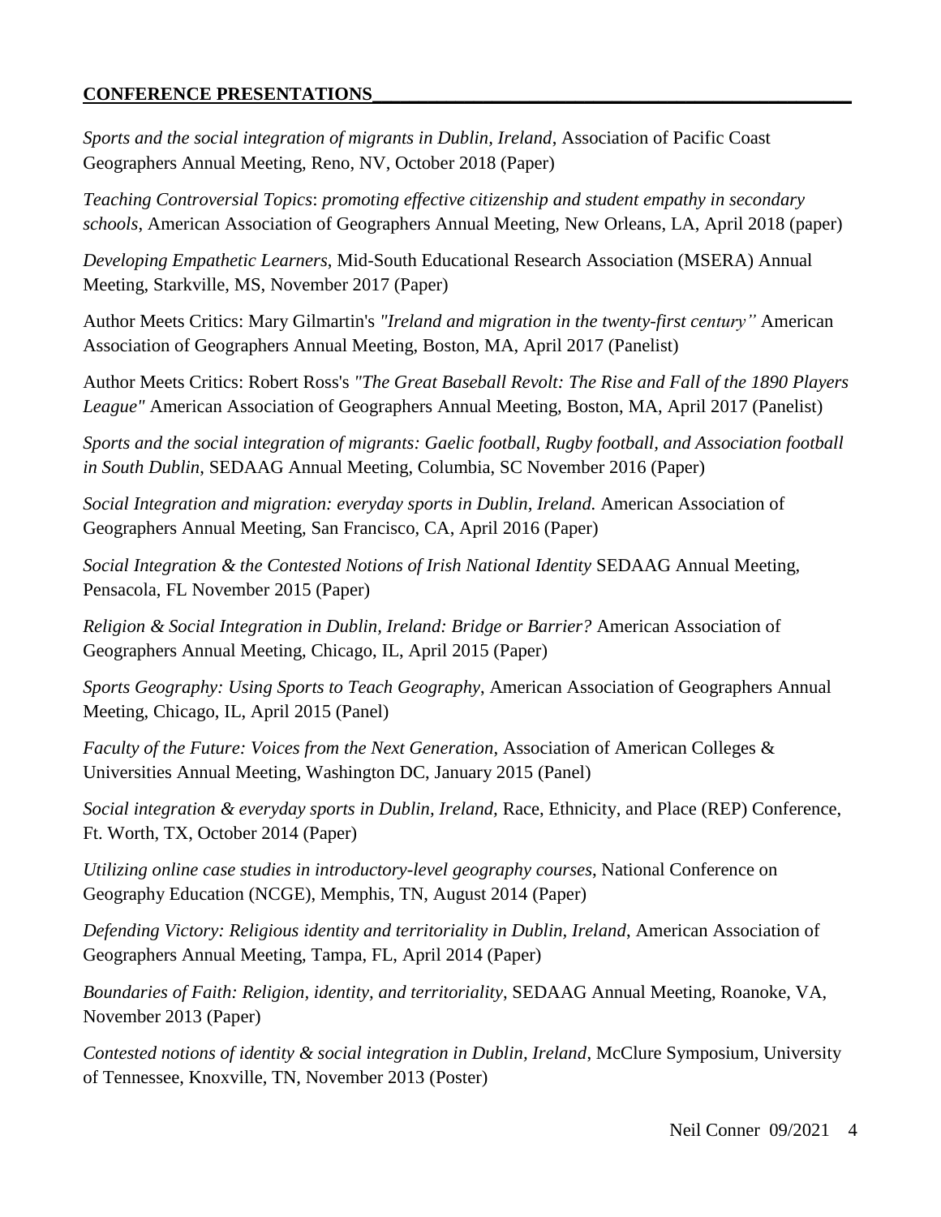**CONFERENCE PRESENTATIONS**

*Sports and the social integration of migrants in Dublin, Ireland*, Association of Pacific Coast Geographers Annual Meeting, Reno, NV, October 2018 (Paper)

*Teaching Controversial Topics*: *promoting effective citizenship and student empathy in secondary schools*, American Association of Geographers Annual Meeting, New Orleans, LA, April 2018 (paper)

*Developing Empathetic Learners*, Mid-South Educational Research Association (MSERA) Annual Meeting, Starkville, MS, November 2017 (Paper)

Author Meets Critics: Mary Gilmartin's *"Ireland and migration in the twenty-first century"* American Association of Geographers Annual Meeting, Boston, MA, April 2017 (Panelist)

Author Meets Critics: Robert Ross's *"The Great Baseball Revolt: The Rise and Fall of the 1890 Players League"* American Association of Geographers Annual Meeting, Boston, MA, April 2017 (Panelist)

*Sports and the social integration of migrants: Gaelic football, Rugby football, and Association football in South Dublin*, SEDAAG Annual Meeting, Columbia, SC November 2016 (Paper)

*Social Integration and migration: everyday sports in Dublin, Ireland.* American Association of Geographers Annual Meeting, San Francisco, CA, April 2016 (Paper)

*Social Integration & the Contested Notions of Irish National Identity* SEDAAG Annual Meeting, Pensacola, FL November 2015 (Paper)

*Religion & Social Integration in Dublin, Ireland: Bridge or Barrier?* American Association of Geographers Annual Meeting, Chicago, IL, April 2015 (Paper)

*Sports Geography: Using Sports to Teach Geography*, American Association of Geographers Annual Meeting, Chicago, IL, April 2015 (Panel)

*Faculty of the Future: Voices from the Next Generation*, Association of American Colleges & Universities Annual Meeting, Washington DC, January 2015 (Panel)

*Social integration & everyday sports in Dublin, Ireland,* Race, Ethnicity, and Place (REP) Conference, Ft. Worth, TX, October 2014 (Paper)

*Utilizing online case studies in introductory-level geography courses*, National Conference on Geography Education (NCGE), Memphis, TN, August 2014 (Paper)

*Defending Victory: Religious identity and territoriality in Dublin, Ireland*, American Association of Geographers Annual Meeting, Tampa, FL, April 2014 (Paper)

*Boundaries of Faith: Religion, identity, and territoriality*, SEDAAG Annual Meeting, Roanoke, VA, November 2013 (Paper)

*Contested notions of identity & social integration in Dublin, Ireland*, McClure Symposium, University of Tennessee, Knoxville, TN, November 2013 (Poster)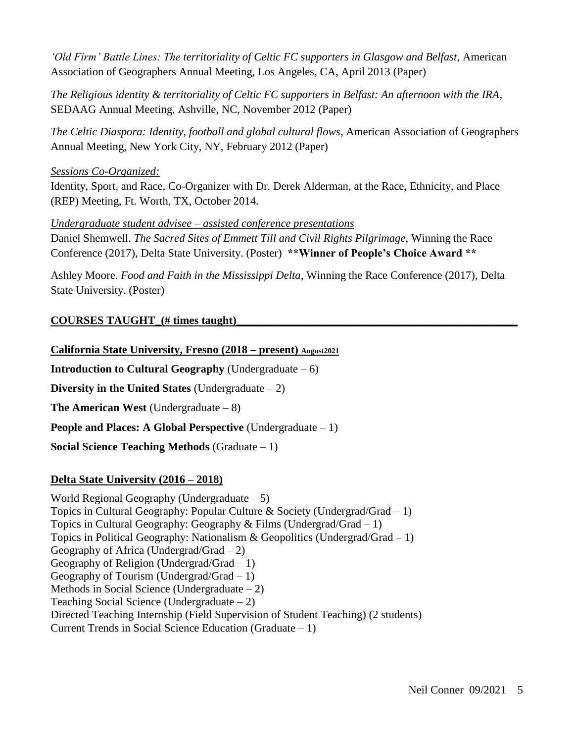*'Old Firm' Battle Lines: The territoriality of Celtic FC supporters in Glasgow and Belfast*, American Association of Geographers Annual Meeting, Los Angeles, CA, April 2013 (Paper)

*The Religious identity & territoriality of Celtic FC supporters in Belfast: An afternoon with the IRA*, SEDAAG Annual Meeting, Ashville, NC, November 2012 (Paper)

*The Celtic Diaspora: Identity, football and global cultural flows*, American Association of Geographers Annual Meeting, New York City, NY, February 2012 (Paper)

*Sessions Co-Organized:*

Identity, Sport, and Race, Co-Organizer with Dr. Derek Alderman, at the Race, Ethnicity, and Place (REP) Meeting, Ft. Worth, TX, October 2014.

*Undergraduate student advisee – assisted conference presentations*

Daniel Shemwell. *The Sacred Sites of Emmett Till and Civil Rights Pilgrimage*, Winning the Race Conference (2017), Delta State University. (Poster) **\*\*Winner of People's Choice Award \*\***

Ashley Moore. *Food and Faith in the Mississippi Delta*, Winning the Race Conference (2017), Delta State University. (Poster)

## COURSES TAUGHT_(# times taught)

### California State University, Fresno (2018 – present) August2021

**Introduction to Cultural Geography** (Undergraduate – 6)

**Diversity in the United States** (Undergraduate – 2)

**The American West** (Undergraduate – 8)

**People and Places: A Global Perspective** (Undergraduate – 1)

**Social Science Teaching Methods** (Graduate – 1)

### Delta State University (2016 – 2018)

World Regional Geography (Undergraduate – 5)
Topics in Cultural Geography: Popular Culture & Society (Undergrad/Grad – 1)
Topics in Cultural Geography: Geography & Films (Undergrad/Grad – 1)
Topics in Political Geography: Nationalism & Geopolitics (Undergrad/Grad – 1)
Geography of Africa (Undergrad/Grad – 2)
Geography of Religion (Undergrad/Grad – 1)
Geography of Tourism (Undergrad/Grad – 1)
Methods in Social Science (Undergraduate – 2)
Teaching Social Science (Undergraduate – 2)
Directed Teaching Internship (Field Supervision of Student Teaching) (2 students)
Current Trends in Social Science Education (Graduate – 1)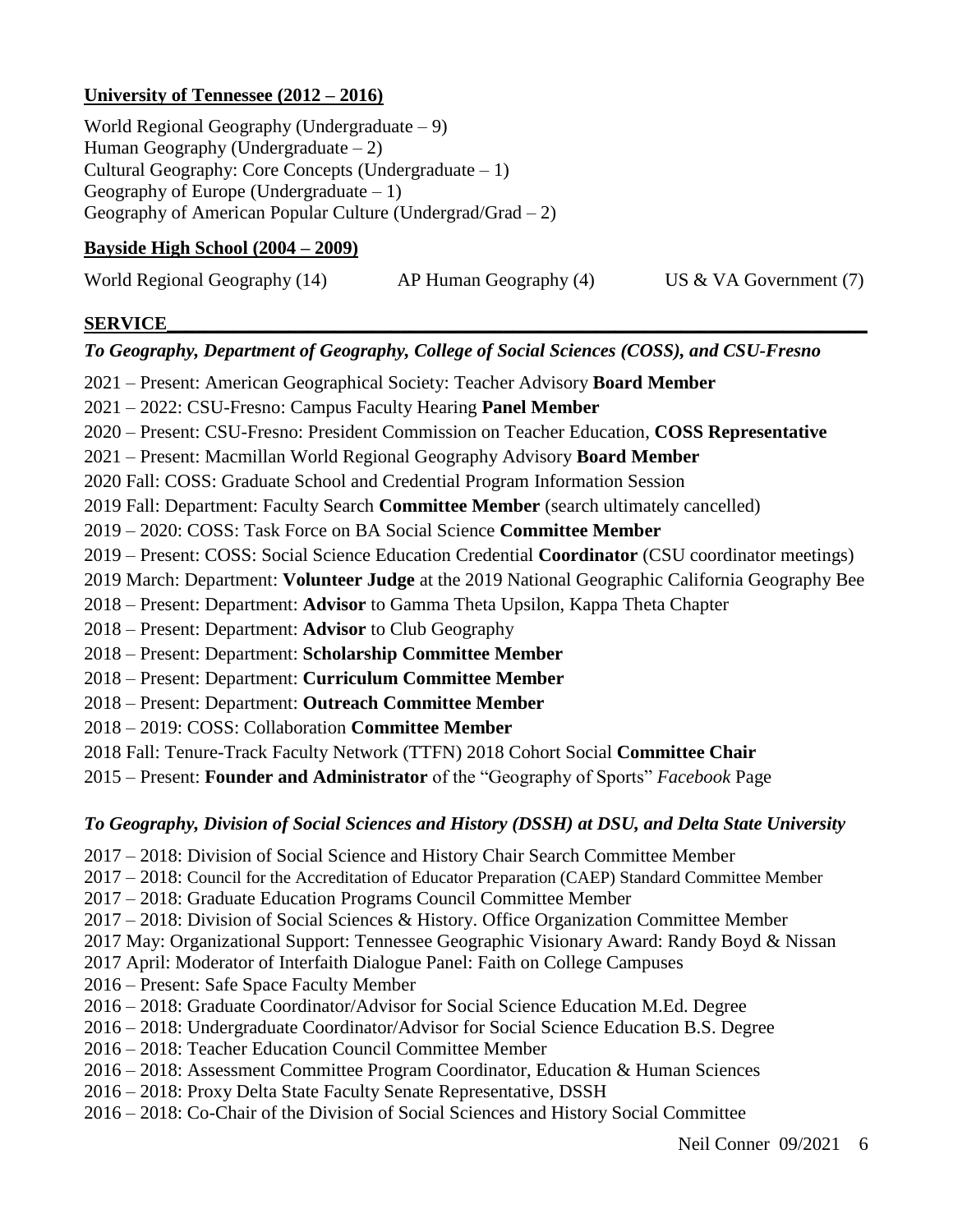**University of Tennessee (2012 – 2016)**

World Regional Geography (Undergraduate – 9)
Human Geography (Undergraduate – 2)
Cultural Geography: Core Concepts (Undergraduate – 1)
Geography of Europe (Undergraduate – 1)
Geography of American Popular Culture (Undergrad/Grad – 2)

**Bayside High School (2004 – 2009)**

World Regional Geography (14) AP Human Geography (4) US & VA Government (7)

## SERVICE

***To Geography, Department of Geography, College of Social Sciences (COSS), and CSU-Fresno***

2021 – Present: American Geographical Society: Teacher Advisory **Board Member**
2021 – 2022: CSU-Fresno: Campus Faculty Hearing **Panel Member**
2020 – Present: CSU-Fresno: President Commission on Teacher Education, **COSS Representative**
2021 – Present: Macmillan World Regional Geography Advisory **Board Member**
2020 Fall: COSS: Graduate School and Credential Program Information Session
2019 Fall: Department: Faculty Search **Committee Member** (search ultimately cancelled)
2019 – 2020: COSS: Task Force on BA Social Science **Committee Member**
2019 – Present: COSS: Social Science Education Credential **Coordinator** (CSU coordinator meetings)
2019 March: Department: **Volunteer Judge** at the 2019 National Geographic California Geography Bee
2018 – Present: Department: **Advisor** to Gamma Theta Upsilon, Kappa Theta Chapter
2018 – Present: Department: **Advisor** to Club Geography
2018 – Present: Department: **Scholarship Committee Member**
2018 – Present: Department: **Curriculum Committee Member**
2018 – Present: Department: **Outreach Committee Member**
2018 – 2019: COSS: Collaboration **Committee Member**
2018 Fall: Tenure-Track Faculty Network (TTFN) 2018 Cohort Social **Committee Chair**
2015 – Present: **Founder and Administrator** of the "Geography of Sports" *Facebook* Page

***To Geography, Division of Social Sciences and History (DSSH) at DSU, and Delta State University***

2017 – 2018: Division of Social Science and History Chair Search Committee Member
2017 – 2018: Council for the Accreditation of Educator Preparation (CAEP) Standard Committee Member
2017 – 2018: Graduate Education Programs Council Committee Member
2017 – 2018: Division of Social Sciences & History. Office Organization Committee Member
2017 May: Organizational Support: Tennessee Geographic Visionary Award: Randy Boyd & Nissan
2017 April: Moderator of Interfaith Dialogue Panel: Faith on College Campuses
2016 – Present: Safe Space Faculty Member
2016 – 2018: Graduate Coordinator/Advisor for Social Science Education M.Ed. Degree
2016 – 2018: Undergraduate Coordinator/Advisor for Social Science Education B.S. Degree
2016 – 2018: Teacher Education Council Committee Member
2016 – 2018: Assessment Committee Program Coordinator, Education & Human Sciences
2016 – 2018: Proxy Delta State Faculty Senate Representative, DSSH
2016 – 2018: Co-Chair of the Division of Social Sciences and History Social Committee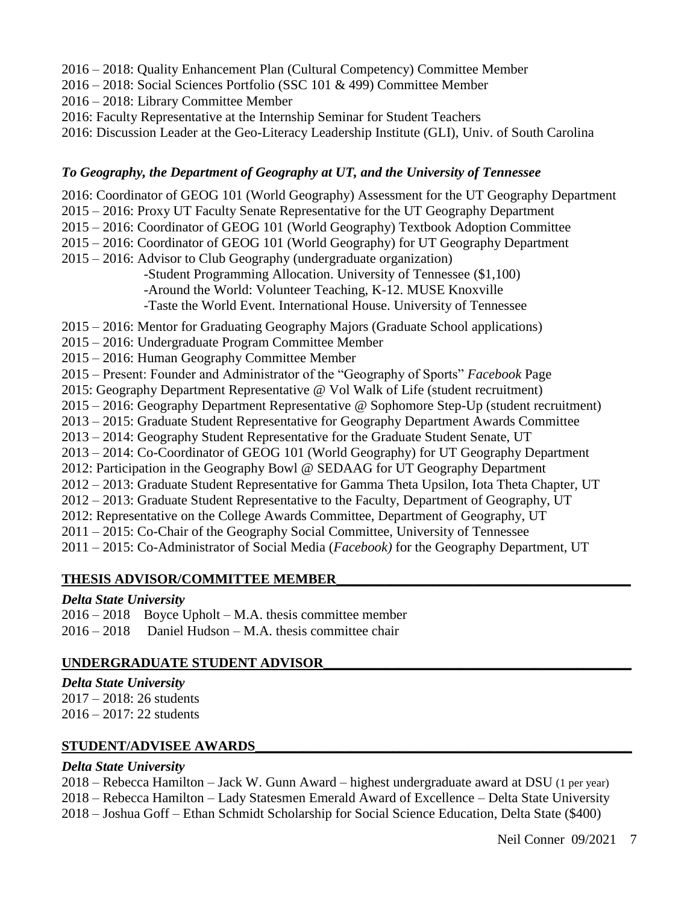2016 – 2018: Quality Enhancement Plan (Cultural Competency) Committee Member
2016 – 2018: Social Sciences Portfolio (SSC 101 & 499) Committee Member
2016 – 2018: Library Committee Member
2016: Faculty Representative at the Internship Seminar for Student Teachers
2016: Discussion Leader at the Geo-Literacy Leadership Institute (GLI), Univ. of South Carolina

### *To Geography, the Department of Geography at UT, and the University of Tennessee*

2016: Coordinator of GEOG 101 (World Geography) Assessment for the UT Geography Department
2015 – 2016: Proxy UT Faculty Senate Representative for the UT Geography Department
2015 – 2016: Coordinator of GEOG 101 (World Geography) Textbook Adoption Committee
2015 – 2016: Coordinator of GEOG 101 (World Geography) for UT Geography Department
2015 – 2016: Advisor to Club Geography (undergraduate organization)
- -Student Programming Allocation. University of Tennessee ($1,100)
- -Around the World: Volunteer Teaching, K-12. MUSE Knoxville
- -Taste the World Event. International House. University of Tennessee

2015 – 2016: Mentor for Graduating Geography Majors (Graduate School applications)
2015 – 2016: Undergraduate Program Committee Member
2015 – 2016: Human Geography Committee Member
2015 – Present: Founder and Administrator of the "Geography of Sports" *Facebook* Page
2015: Geography Department Representative @ Vol Walk of Life (student recruitment)
2015 – 2016: Geography Department Representative @ Sophomore Step-Up (student recruitment)
2013 – 2015: Graduate Student Representative for Geography Department Awards Committee
2013 – 2014: Geography Student Representative for the Graduate Student Senate, UT
2013 – 2014: Co-Coordinator of GEOG 101 (World Geography) for UT Geography Department
2012: Participation in the Geography Bowl @ SEDAAG for UT Geography Department
2012 – 2013: Graduate Student Representative for Gamma Theta Upsilon, Iota Theta Chapter, UT
2012 – 2013: Graduate Student Representative to the Faculty, Department of Geography, UT
2012: Representative on the College Awards Committee, Department of Geography, UT
2011 – 2015: Co-Chair of the Geography Social Committee, University of Tennessee
2011 – 2015: Co-Administrator of Social Media (*Facebook)* for the Geography Department, UT

## THESIS ADVISOR/COMMITTEE MEMBER

### *Delta State University*

2016 – 2018 Boyce Upholt – M.A. thesis committee member
2016 – 2018 Daniel Hudson – M.A. thesis committee chair

## UNDERGRADUATE STUDENT ADVISOR

### *Delta State University*

2017 – 2018: 26 students
2016 – 2017: 22 students

## STUDENT/ADVISEE AWARDS

### *Delta State University*

2018 – Rebecca Hamilton – Jack W. Gunn Award – highest undergraduate award at DSU (1 per year)
2018 – Rebecca Hamilton – Lady Statesmen Emerald Award of Excellence – Delta State University
2018 – Joshua Goff – Ethan Schmidt Scholarship for Social Science Education, Delta State ($400)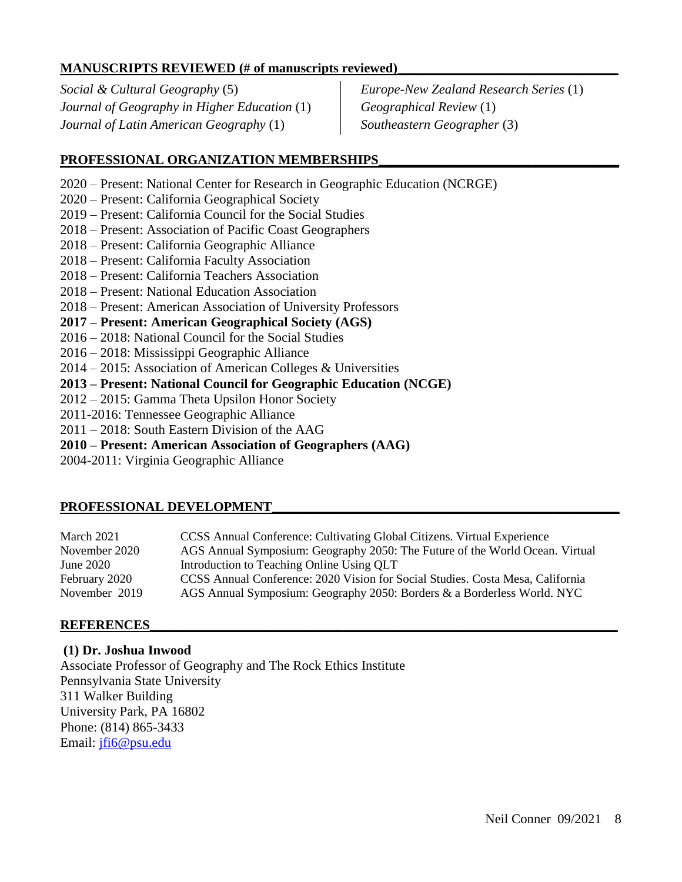## MANUSCRIPTS REVIEWED (# of manuscripts reviewed)

*Social & Cultural Geography* (5)
*Journal of Geography in Higher Education* (1)
*Journal of Latin American Geography* (1)
*Europe-New Zealand Research Series* (1)
*Geographical Review* (1)
*Southeastern Geographer* (3)

## PROFESSIONAL ORGANIZATION MEMBERSHIPS

2020 – Present: National Center for Research in Geographic Education (NCRGE)
2020 – Present: California Geographical Society
2019 – Present: California Council for the Social Studies
2018 – Present: Association of Pacific Coast Geographers
2018 – Present: California Geographic Alliance
2018 – Present: California Faculty Association
2018 – Present: California Teachers Association
2018 – Present: National Education Association
2018 – Present: American Association of University Professors
**2017 – Present: American Geographical Society (AGS)**
2016 – 2018: National Council for the Social Studies
2016 – 2018: Mississippi Geographic Alliance
2014 – 2015: Association of American Colleges & Universities
**2013 – Present: National Council for Geographic Education (NCGE)**
2012 – 2015: Gamma Theta Upsilon Honor Society
2011-2016: Tennessee Geographic Alliance
2011 – 2018: South Eastern Division of the AAG
**2010 – Present: American Association of Geographers (AAG)**
2004-2011: Virginia Geographic Alliance

## PROFESSIONAL DEVELOPMENT

| | |
|---|---|
| March 2021 | CCSS Annual Conference: Cultivating Global Citizens. Virtual Experience |
| November 2020 | AGS Annual Symposium: Geography 2050: The Future of the World Ocean. Virtual |
| June 2020 | Introduction to Teaching Online Using QLT |
| February 2020 | CCSS Annual Conference: 2020 Vision for Social Studies. Costa Mesa, California |
| November 2019 | AGS Annual Symposium: Geography 2050: Borders & a Borderless World. NYC |

## REFERENCES

**(1) Dr. Joshua Inwood**
Associate Professor of Geography and The Rock Ethics Institute
Pennsylvania State University
311 Walker Building
University Park, PA 16802
Phone: (814) 865-3433
Email: jfi6@psu.edu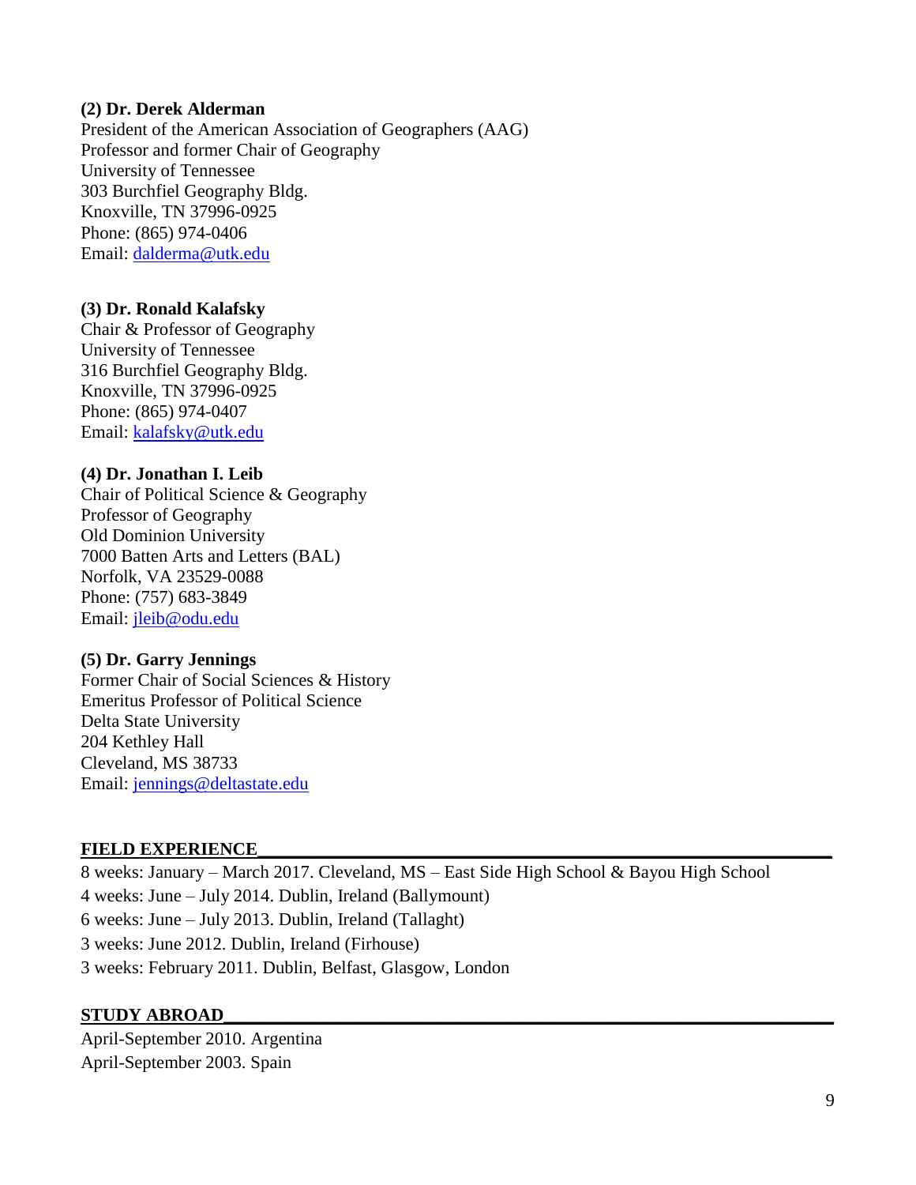**(2) Dr. Derek Alderman**
President of the American Association of Geographers (AAG)
Professor and former Chair of Geography
University of Tennessee
303 Burchfiel Geography Bldg.
Knoxville, TN 37996-0925
Phone: (865) 974-0406
Email: dalderma@utk.edu

**(3) Dr. Ronald Kalafsky**
Chair & Professor of Geography
University of Tennessee
316 Burchfiel Geography Bldg.
Knoxville, TN 37996-0925
Phone: (865) 974-0407
Email: kalafsky@utk.edu

**(4) Dr. Jonathan I. Leib**
Chair of Political Science & Geography
Professor of Geography
Old Dominion University
7000 Batten Arts and Letters (BAL)
Norfolk, VA 23529-0088
Phone: (757) 683-3849
Email: jleib@odu.edu

**(5) Dr. Garry Jennings**
Former Chair of Social Sciences & History
Emeritus Professor of Political Science
Delta State University
204 Kethley Hall
Cleveland, MS 38733
Email: jennings@deltastate.edu

## FIELD EXPERIENCE

8 weeks: January – March 2017. Cleveland, MS – East Side High School & Bayou High School
4 weeks: June – July 2014. Dublin, Ireland (Ballymount)
6 weeks: June – July 2013. Dublin, Ireland (Tallaght)
3 weeks: June 2012. Dublin, Ireland (Firhouse)
3 weeks: February 2011. Dublin, Belfast, Glasgow, London

## STUDY ABROAD

April-September 2010. Argentina
April-September 2003. Spain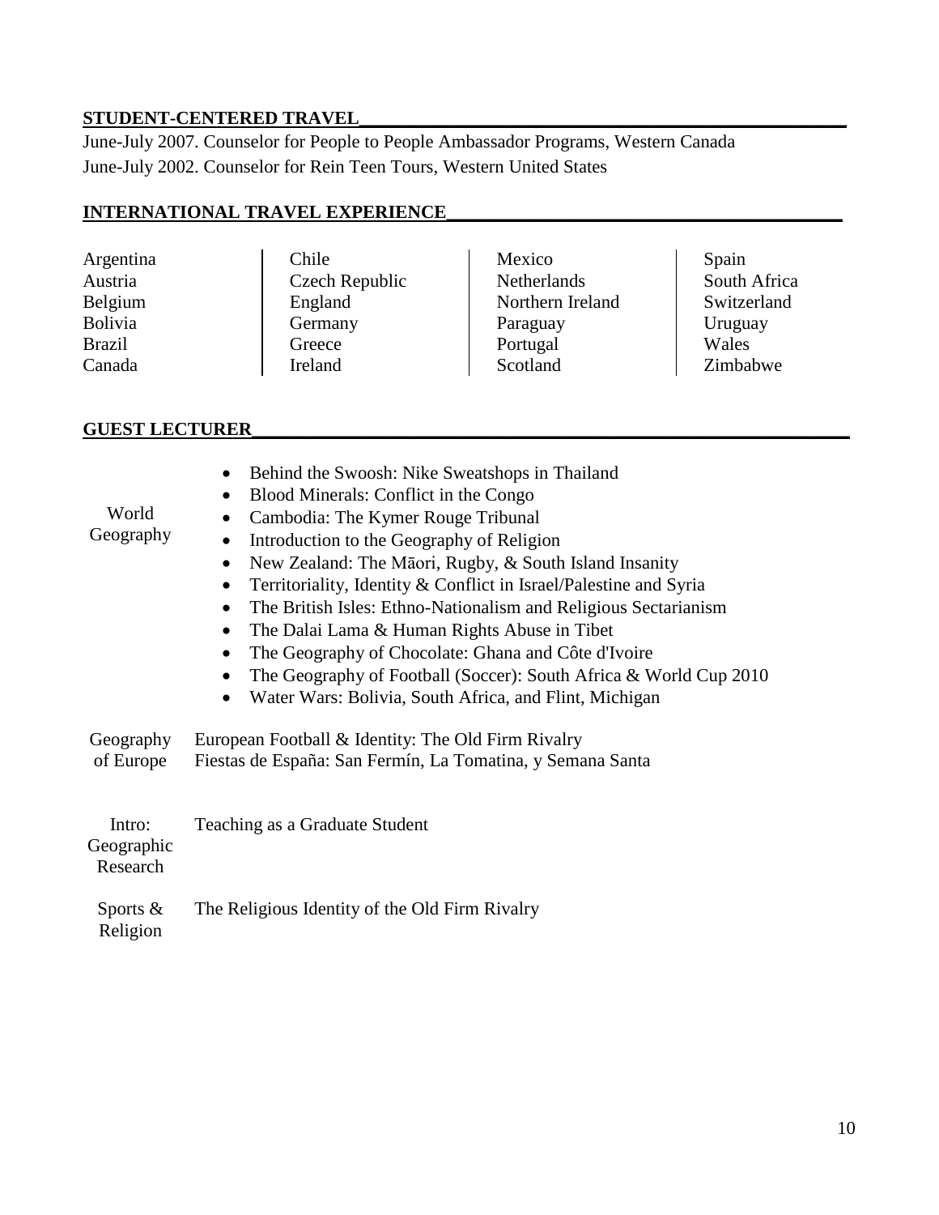## STUDENT-CENTERED TRAVEL

June-July 2007. Counselor for People to People Ambassador Programs, Western Canada
June-July 2002. Counselor for Rein Teen Tours, Western United States

## INTERNATIONAL TRAVEL EXPERIENCE

| | | | |
|---|---|---|---|
| Argentina | Chile | Mexico | Spain |
| Austria | Czech Republic | Netherlands | South Africa |
| Belgium | England | Northern Ireland | Switzerland |
| Bolivia | Germany | Paraguay | Uruguay |
| Brazil | Greece | Portugal | Wales |
| Canada | Ireland | Scotland | Zimbabwe |

## GUEST LECTURER

**World Geography**

- Behind the Swoosh: Nike Sweatshops in Thailand
- Blood Minerals: Conflict in the Congo
- Cambodia: The Kymer Rouge Tribunal
- Introduction to the Geography of Religion
- New Zealand: The Māori, Rugby, & South Island Insanity
- Territoriality, Identity & Conflict in Israel/Palestine and Syria
- The British Isles: Ethno-Nationalism and Religious Sectarianism
- The Dalai Lama & Human Rights Abuse in Tibet
- The Geography of Chocolate: Ghana and Côte d'Ivoire
- The Geography of Football (Soccer): South Africa & World Cup 2010
- Water Wars: Bolivia, South Africa, and Flint, Michigan

**Geography of Europe**

European Football & Identity: The Old Firm Rivalry
Fiestas de España: San Fermín, La Tomatina, y Semana Santa

**Intro: Geographic Research**

Teaching as a Graduate Student

**Sports & Religion**

The Religious Identity of the Old Firm Rivalry